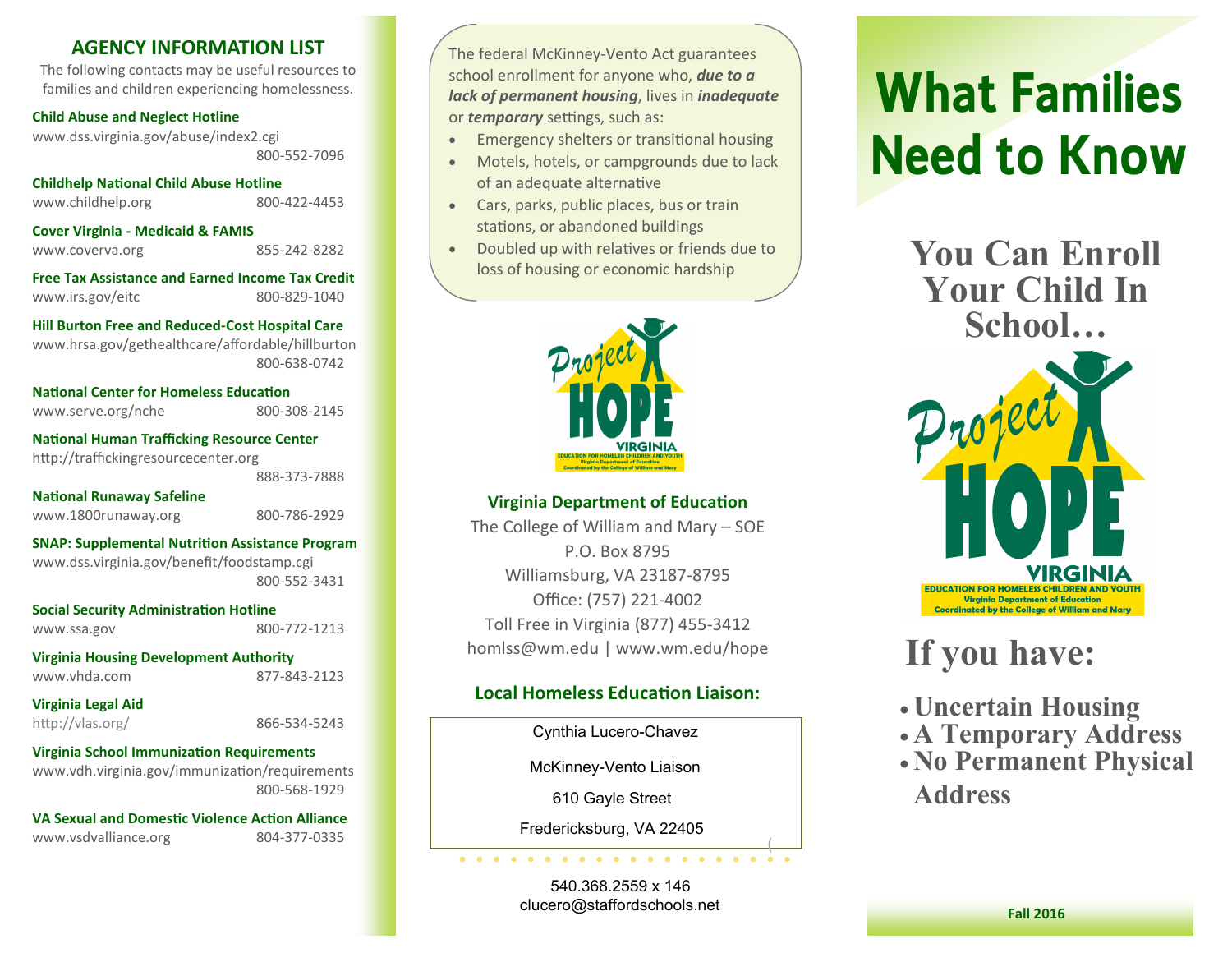## AGENCY INFORMATION LIST

The following contacts may be useful resources to families and children experiencing homelessness.

**Child Abuse and Neglect Hotline**
www.dss.virginia.gov/abuse/index2.cgi
800-552-7096

**Childhelp National Child Abuse Hotline**
www.childhelp.org 800-422-4453

**Cover Virginia - Medicaid & FAMIS**
www.coverva.org 855-242-8282

**Free Tax Assistance and Earned Income Tax Credit**
www.irs.gov/eitc 800-829-1040

**Hill Burton Free and Reduced-Cost Hospital Care**
www.hrsa.gov/gethealthcare/affordable/hillburton
800-638-0742

**National Center for Homeless Education**
www.serve.org/nche 800-308-2145

**National Human Trafficking Resource Center**
http://traffickingresourcecenter.org
888-373-7888

**National Runaway Safeline**
www.1800runaway.org 800-786-2929

**SNAP: Supplemental Nutrition Assistance Program**
www.dss.virginia.gov/benefit/foodstamp.cgi
800-552-3431

**Social Security Administration Hotline**
www.ssa.gov 800-772-1213

**Virginia Housing Development Authority**
www.vhda.com 877-843-2123

**Virginia Legal Aid**
http://vlas.org/ 866-534-5243

**Virginia School Immunization Requirements**
www.vdh.virginia.gov/immunization/requirements
800-568-1929

**VA Sexual and Domestic Violence Action Alliance**
www.vsdvalliance.org 804-377-0335

The federal McKinney-Vento Act guarantees school enrollment for anyone who, ***due to a lack of permanent housing***, lives in ***inadequate*** or ***temporary*** settings, such as:

- Emergency shelters or transitional housing
- Motels, hotels, or campgrounds due to lack of an adequate alternative
- Cars, parks, public places, bus or train stations, or abandoned buildings
- Doubled up with relatives or friends due to loss of housing or economic hardship

Project HOPE VIRGINIA
EDUCATION FOR HOMELESS CHILDREN AND YOUTH
Virginia Department of Education
Coordinated by the College of William and Mary

**Virginia Department of Education**
The College of William and Mary – SOE
P.O. Box 8795
Williamsburg, VA 23187-8795
Office: (757) 221-4002
Toll Free in Virginia (877) 455-3412
homlss@wm.edu | www.wm.edu/hope

**Local Homeless Education Liaison:**

Cynthia Lucero-Chavez
McKinney-Vento Liaison
610 Gayle Street
Fredericksburg, VA 22405

540.368.2559 x 146
clucero@staffordschools.net

# What Families Need to Know

## You Can Enroll Your Child In School…

Project HOPE VIRGINIA
EDUCATION FOR HOMELESS CHILDREN AND YOUTH
Virginia Department of Education
Coordinated by the College of William and Mary

## If you have:

- **Uncertain Housing**
- **A Temporary Address**
- **No Permanent Physical Address**

**Fall 2016**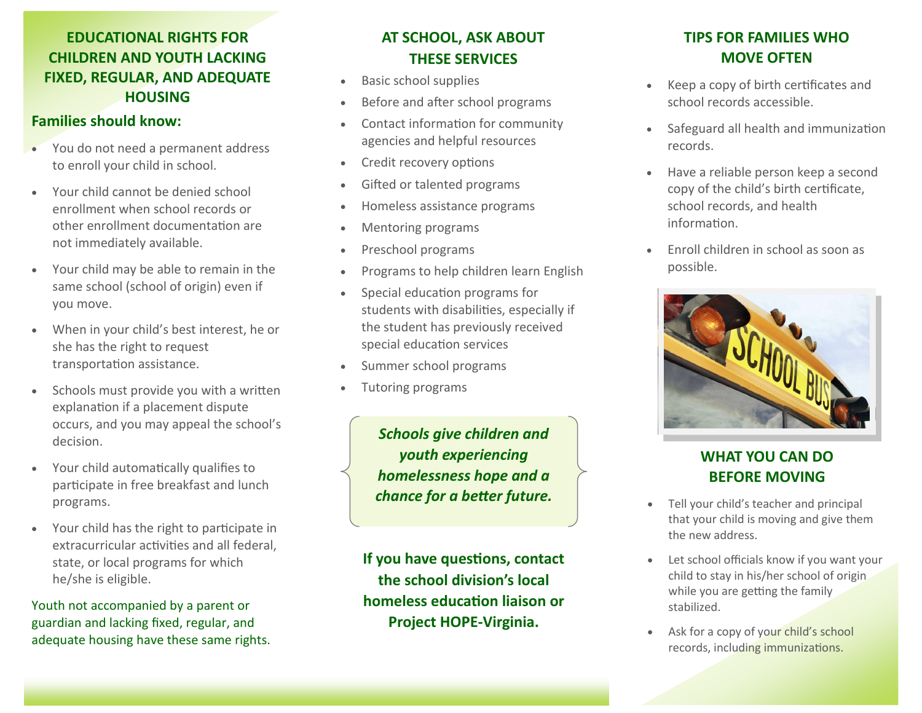## EDUCATIONAL RIGHTS FOR CHILDREN AND YOUTH LACKING FIXED, REGULAR, AND ADEQUATE HOUSING

### Families should know:

- You do not need a permanent address to enroll your child in school.
- Your child cannot be denied school enrollment when school records or other enrollment documentation are not immediately available.
- Your child may be able to remain in the same school (school of origin) even if you move.
- When in your child's best interest, he or she has the right to request transportation assistance.
- Schools must provide you with a written explanation if a placement dispute occurs, and you may appeal the school's decision.
- Your child automatically qualifies to participate in free breakfast and lunch programs.
- Your child has the right to participate in extracurricular activities and all federal, state, or local programs for which he/she is eligible.

Youth not accompanied by a parent or guardian and lacking fixed, regular, and adequate housing have these same rights.

## AT SCHOOL, ASK ABOUT THESE SERVICES

- Basic school supplies
- Before and after school programs
- Contact information for community agencies and helpful resources
- Credit recovery options
- Gifted or talented programs
- Homeless assistance programs
- Mentoring programs
- Preschool programs
- Programs to help children learn English
- Special education programs for students with disabilities, especially if the student has previously received special education services
- Summer school programs
- Tutoring programs

***Schools give children and youth experiencing homelessness hope and a chance for a better future.***

**If you have questions, contact the school division's local homeless education liaison or Project HOPE-Virginia.**

## TIPS FOR FAMILIES WHO MOVE OFTEN

- Keep a copy of birth certificates and school records accessible.
- Safeguard all health and immunization records.
- Have a reliable person keep a second copy of the child's birth certificate, school records, and health information.
- Enroll children in school as soon as possible.

## WHAT YOU CAN DO BEFORE MOVING

- Tell your child's teacher and principal that your child is moving and give them the new address.
- Let school officials know if you want your child to stay in his/her school of origin while you are getting the family stabilized.
- Ask for a copy of your child's school records, including immunizations.